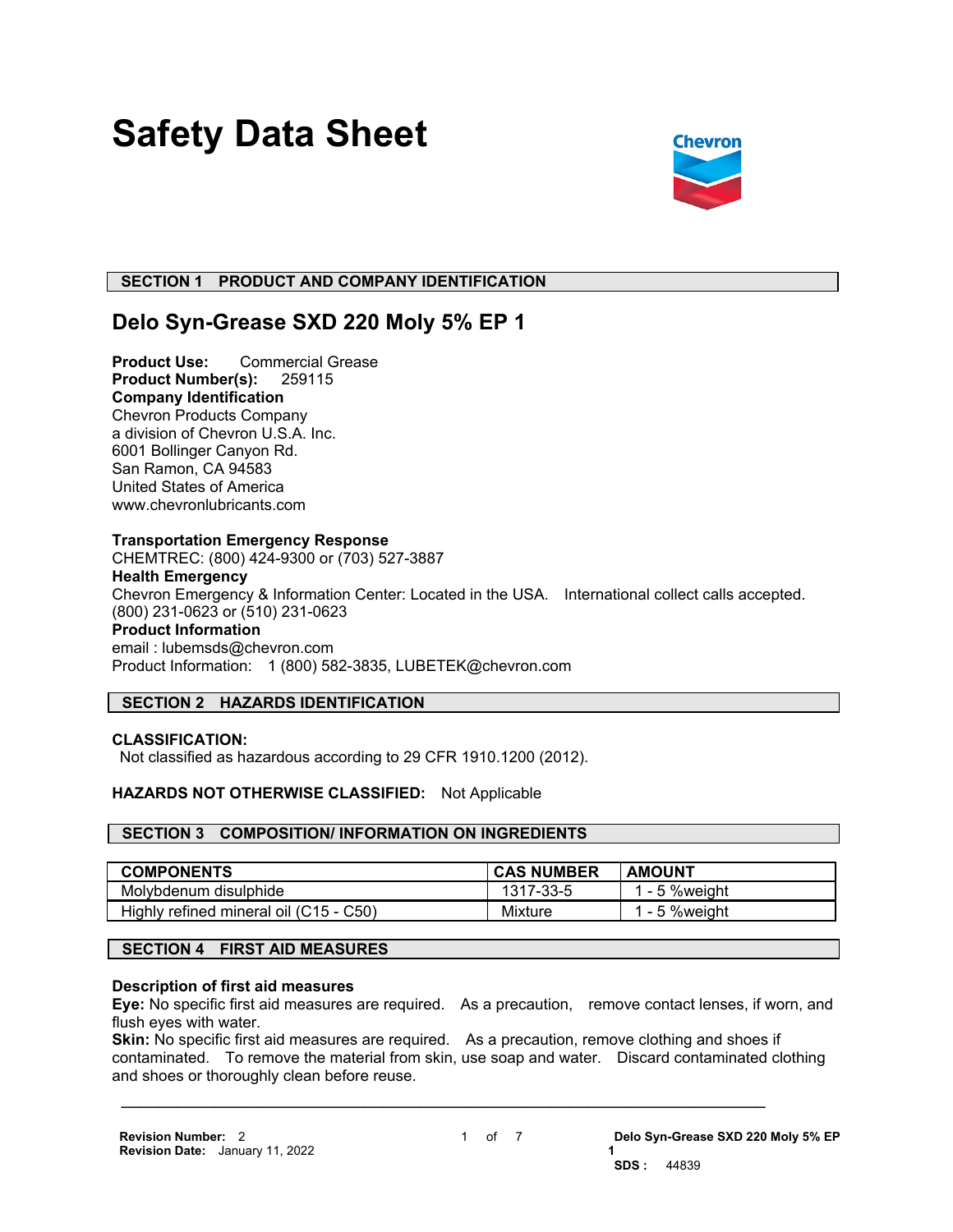# Safety Data Sheet

## SECTION 1 PRODUCT AND COMPANY IDENTIFICATION

### Delo Syn-Grease SXD 220 Moly 5% EP 1

**Product Use:** Commercial Grease
**Product Number(s):** 259115
**Company Identification**
Chevron Products Company
a division of Chevron U.S.A. Inc.
6001 Bollinger Canyon Rd.
San Ramon, CA 94583
United States of America
www.chevronlubricants.com

**Transportation Emergency Response**
CHEMTREC: (800) 424-9300 or (703) 527-3887
**Health Emergency**
Chevron Emergency & Information Center: Located in the USA. International collect calls accepted. (800) 231-0623 or (510) 231-0623
**Product Information**
email : lubemsds@chevron.com
Product Information: 1 (800) 582-3835, LUBETEK@chevron.com

## SECTION 2 HAZARDS IDENTIFICATION

**CLASSIFICATION:**
Not classified as hazardous according to 29 CFR 1910.1200 (2012).

**HAZARDS NOT OTHERWISE CLASSIFIED:** Not Applicable

## SECTION 3 COMPOSITION/ INFORMATION ON INGREDIENTS

| COMPONENTS | CAS NUMBER | AMOUNT |
|---|---|---|
| Molybdenum disulphide | 1317-33-5 | 1 - 5 %weight |
| Highly refined mineral oil (C15 - C50) | Mixture | 1 - 5 %weight |

## SECTION 4 FIRST AID MEASURES

**Description of first aid measures**
**Eye:** No specific first aid measures are required. As a precaution, remove contact lenses, if worn, and flush eyes with water.
**Skin:** No specific first aid measures are required. As a precaution, remove clothing and shoes if contaminated. To remove the material from skin, use soap and water. Discard contaminated clothing and shoes or thoroughly clean before reuse.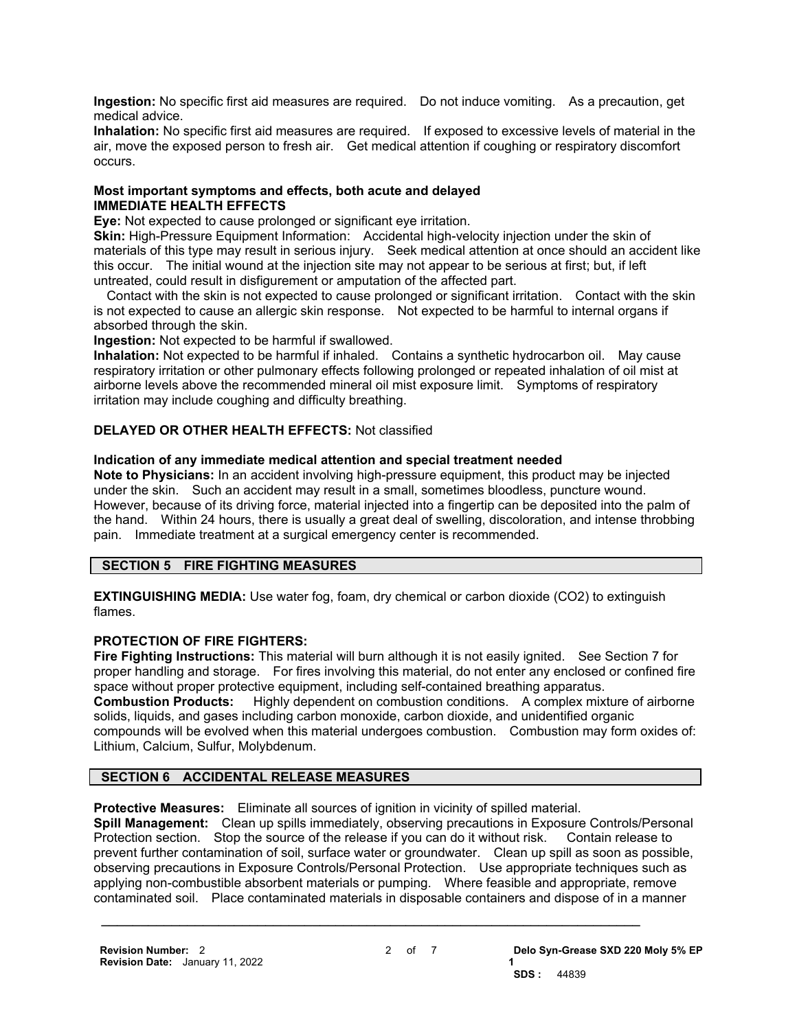**Ingestion:** No specific first aid measures are required. Do not induce vomiting. As a precaution, get medical advice.
**Inhalation:** No specific first aid measures are required. If exposed to excessive levels of material in the air, move the exposed person to fresh air. Get medical attention if coughing or respiratory discomfort occurs.

**Most important symptoms and effects, both acute and delayed**
**IMMEDIATE HEALTH EFFECTS**
**Eye:** Not expected to cause prolonged or significant eye irritation.
**Skin:** High-Pressure Equipment Information: Accidental high-velocity injection under the skin of materials of this type may result in serious injury. Seek medical attention at once should an accident like this occur. The initial wound at the injection site may not appear to be serious at first; but, if left untreated, could result in disfigurement or amputation of the affected part.
Contact with the skin is not expected to cause prolonged or significant irritation. Contact with the skin is not expected to cause an allergic skin response. Not expected to be harmful to internal organs if absorbed through the skin.
**Ingestion:** Not expected to be harmful if swallowed.
**Inhalation:** Not expected to be harmful if inhaled. Contains a synthetic hydrocarbon oil. May cause respiratory irritation or other pulmonary effects following prolonged or repeated inhalation of oil mist at airborne levels above the recommended mineral oil mist exposure limit. Symptoms of respiratory irritation may include coughing and difficulty breathing.

**DELAYED OR OTHER HEALTH EFFECTS:** Not classified

**Indication of any immediate medical attention and special treatment needed**
**Note to Physicians:** In an accident involving high-pressure equipment, this product may be injected under the skin. Such an accident may result in a small, sometimes bloodless, puncture wound. However, because of its driving force, material injected into a fingertip can be deposited into the palm of the hand. Within 24 hours, there is usually a great deal of swelling, discoloration, and intense throbbing pain. Immediate treatment at a surgical emergency center is recommended.

## SECTION 5 FIRE FIGHTING MEASURES

**EXTINGUISHING MEDIA:** Use water fog, foam, dry chemical or carbon dioxide ($CO_2$) to extinguish flames.

**PROTECTION OF FIRE FIGHTERS:**
**Fire Fighting Instructions:** This material will burn although it is not easily ignited. See Section 7 for proper handling and storage. For fires involving this material, do not enter any enclosed or confined fire space without proper protective equipment, including self-contained breathing apparatus.
**Combustion Products:** Highly dependent on combustion conditions. A complex mixture of airborne solids, liquids, and gases including carbon monoxide, carbon dioxide, and unidentified organic compounds will be evolved when this material undergoes combustion. Combustion may form oxides of: Lithium, Calcium, Sulfur, Molybdenum.

## SECTION 6 ACCIDENTAL RELEASE MEASURES

**Protective Measures:** Eliminate all sources of ignition in vicinity of spilled material.
**Spill Management:** Clean up spills immediately, observing precautions in Exposure Controls/Personal Protection section. Stop the source of the release if you can do it without risk. Contain release to prevent further contamination of soil, surface water or groundwater. Clean up spill as soon as possible, observing precautions in Exposure Controls/Personal Protection. Use appropriate techniques such as applying non-combustible absorbent materials or pumping. Where feasible and appropriate, remove contaminated soil. Place contaminated materials in disposable containers and dispose of in a manner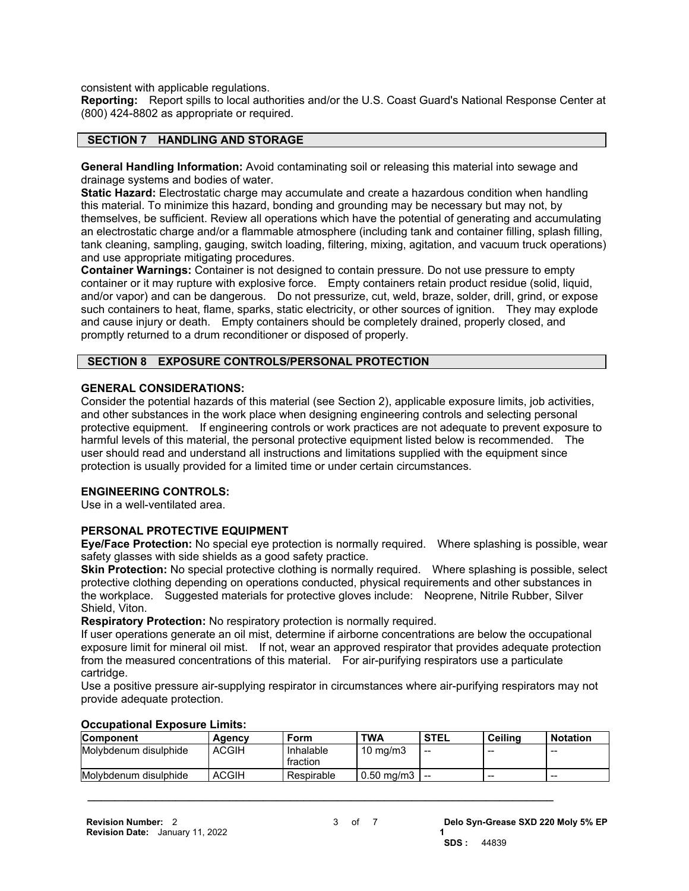consistent with applicable regulations.

**Reporting:** Report spills to local authorities and/or the U.S. Coast Guard's National Response Center at (800) 424-8802 as appropriate or required.

## SECTION 7 HANDLING AND STORAGE

**General Handling Information:** Avoid contaminating soil or releasing this material into sewage and drainage systems and bodies of water.

**Static Hazard:** Electrostatic charge may accumulate and create a hazardous condition when handling this material. To minimize this hazard, bonding and grounding may be necessary but may not, by themselves, be sufficient. Review all operations which have the potential of generating and accumulating an electrostatic charge and/or a flammable atmosphere (including tank and container filling, splash filling, tank cleaning, sampling, gauging, switch loading, filtering, mixing, agitation, and vacuum truck operations) and use appropriate mitigating procedures.

**Container Warnings:** Container is not designed to contain pressure. Do not use pressure to empty container or it may rupture with explosive force. Empty containers retain product residue (solid, liquid, and/or vapor) and can be dangerous. Do not pressurize, cut, weld, braze, solder, drill, grind, or expose such containers to heat, flame, sparks, static electricity, or other sources of ignition. They may explode and cause injury or death. Empty containers should be completely drained, properly closed, and promptly returned to a drum reconditioner or disposed of properly.

## SECTION 8 EXPOSURE CONTROLS/PERSONAL PROTECTION

**GENERAL CONSIDERATIONS:**

Consider the potential hazards of this material (see Section 2), applicable exposure limits, job activities, and other substances in the work place when designing engineering controls and selecting personal protective equipment. If engineering controls or work practices are not adequate to prevent exposure to harmful levels of this material, the personal protective equipment listed below is recommended. The user should read and understand all instructions and limitations supplied with the equipment since protection is usually provided for a limited time or under certain circumstances.

**ENGINEERING CONTROLS:**

Use in a well-ventilated area.

**PERSONAL PROTECTIVE EQUIPMENT**

**Eye/Face Protection:** No special eye protection is normally required. Where splashing is possible, wear safety glasses with side shields as a good safety practice.

**Skin Protection:** No special protective clothing is normally required. Where splashing is possible, select protective clothing depending on operations conducted, physical requirements and other substances in the workplace. Suggested materials for protective gloves include: Neoprene, Nitrile Rubber, Silver Shield, Viton.

**Respiratory Protection:** No respiratory protection is normally required.

If user operations generate an oil mist, determine if airborne concentrations are below the occupational exposure limit for mineral oil mist. If not, wear an approved respirator that provides adequate protection from the measured concentrations of this material. For air-purifying respirators use a particulate cartridge.

Use a positive pressure air-supplying respirator in circumstances where air-purifying respirators may not provide adequate protection.

**Occupational Exposure Limits:**

| Component | Agency | Form | TWA | STEL | Ceiling | Notation |
|---|---|---|---|---|---|---|
| Molybdenum disulphide | ACGIH | Inhalable fraction | 10 mg/m3 | -- | -- | -- |
| Molybdenum disulphide | ACGIH | Respirable | 0.50 mg/m3 | -- | -- | -- |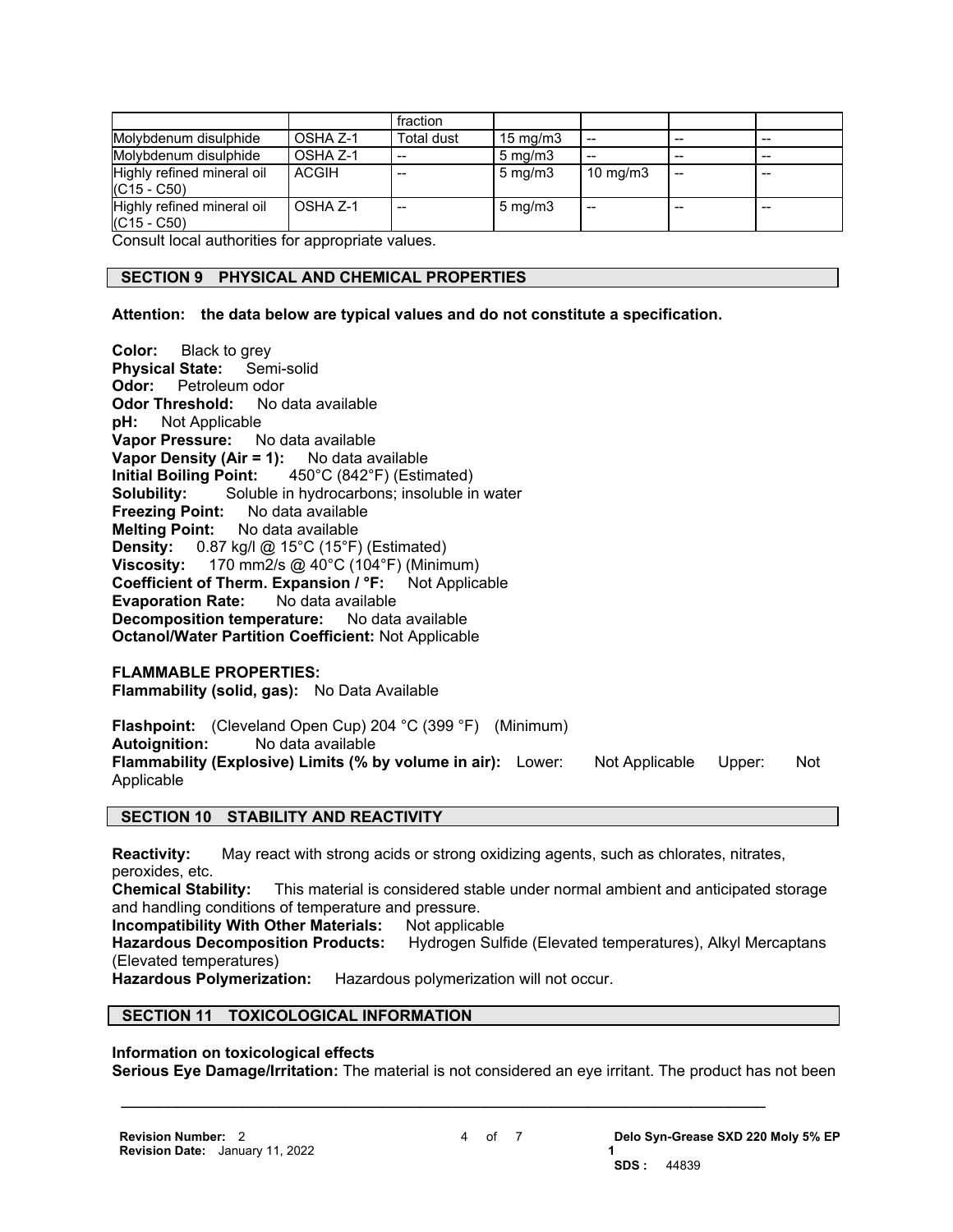|  |  | fraction |  |  |  |  |
|---|---|---|---|---|---|---|
| Molybdenum disulphide | OSHA Z-1 | Total dust | 15 mg/m3 | -- | -- | -- |
| Molybdenum disulphide | OSHA Z-1 | -- | 5 mg/m3 | -- | -- | -- |
| Highly refined mineral oil (C15 - C50) | ACGIH | -- | 5 mg/m3 | 10 mg/m3 | -- | -- |
| Highly refined mineral oil (C15 - C50) | OSHA Z-1 | -- | 5 mg/m3 | -- | -- | -- |

Consult local authorities for appropriate values.

## SECTION 9 PHYSICAL AND CHEMICAL PROPERTIES

**Attention: the data below are typical values and do not constitute a specification.**

**Color:** Black to grey
**Physical State:** Semi-solid
**Odor:** Petroleum odor
**Odor Threshold:** No data available
**pH:** Not Applicable
**Vapor Pressure:** No data available
**Vapor Density (Air = 1):** No data available
**Initial Boiling Point:** 450°C (842°F) (Estimated)
**Solubility:** Soluble in hydrocarbons; insoluble in water
**Freezing Point:** No data available
**Melting Point:** No data available
**Density:** 0.87 kg/l @ 15°C (15°F) (Estimated)
**Viscosity:** 170 mm2/s @ 40°C (104°F) (Minimum)
**Coefficient of Therm. Expansion / °F:** Not Applicable
**Evaporation Rate:** No data available
**Decomposition temperature:** No data available
**Octanol/Water Partition Coefficient:** Not Applicable

**FLAMMABLE PROPERTIES:**
**Flammability (solid, gas):** No Data Available

**Flashpoint:** (Cleveland Open Cup) 204 °C (399 °F) (Minimum)
**Autoignition:** No data available
**Flammability (Explosive) Limits (% by volume in air):** Lower: Not Applicable Upper: Not Applicable

## SECTION 10 STABILITY AND REACTIVITY

**Reactivity:** May react with strong acids or strong oxidizing agents, such as chlorates, nitrates, peroxides, etc.
**Chemical Stability:** This material is considered stable under normal ambient and anticipated storage and handling conditions of temperature and pressure.
**Incompatibility With Other Materials:** Not applicable
**Hazardous Decomposition Products:** Hydrogen Sulfide (Elevated temperatures), Alkyl Mercaptans (Elevated temperatures)
**Hazardous Polymerization:** Hazardous polymerization will not occur.

## SECTION 11 TOXICOLOGICAL INFORMATION

**Information on toxicological effects**
**Serious Eye Damage/Irritation:** The material is not considered an eye irritant. The product has not been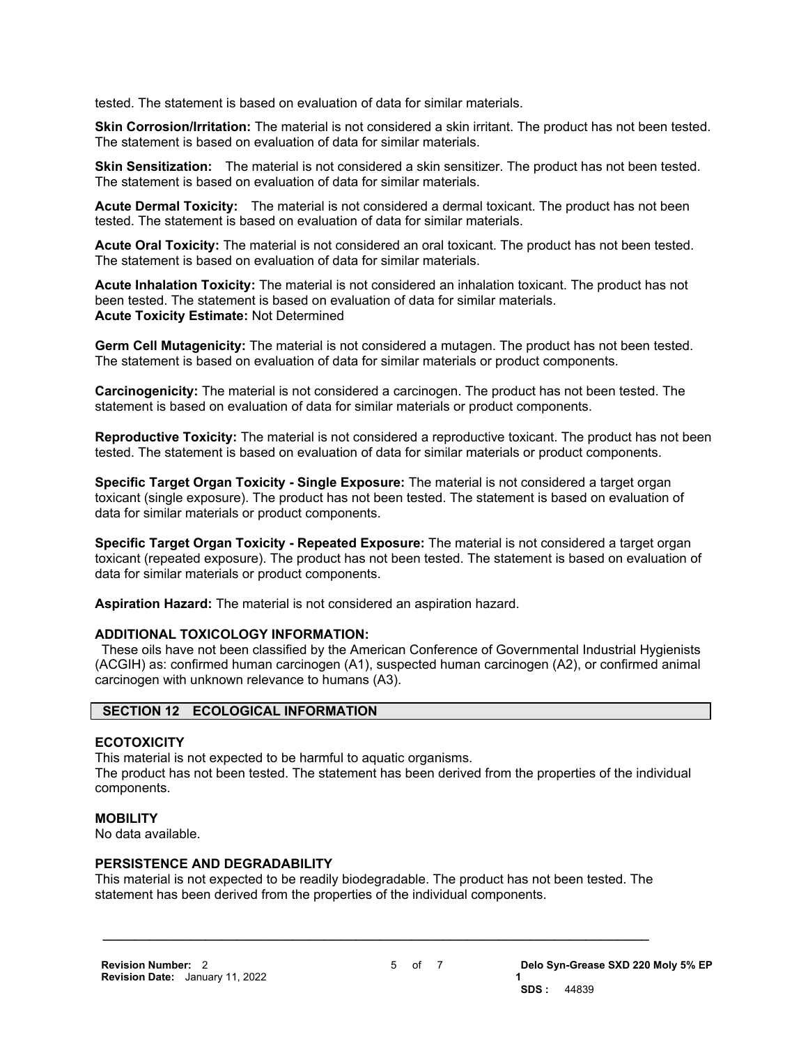tested. The statement is based on evaluation of data for similar materials.

**Skin Corrosion/Irritation:** The material is not considered a skin irritant. The product has not been tested. The statement is based on evaluation of data for similar materials.

**Skin Sensitization:** The material is not considered a skin sensitizer. The product has not been tested. The statement is based on evaluation of data for similar materials.

**Acute Dermal Toxicity:** The material is not considered a dermal toxicant. The product has not been tested. The statement is based on evaluation of data for similar materials.

**Acute Oral Toxicity:** The material is not considered an oral toxicant. The product has not been tested. The statement is based on evaluation of data for similar materials.

**Acute Inhalation Toxicity:** The material is not considered an inhalation toxicant. The product has not been tested. The statement is based on evaluation of data for similar materials.
**Acute Toxicity Estimate:** Not Determined

**Germ Cell Mutagenicity:** The material is not considered a mutagen. The product has not been tested. The statement is based on evaluation of data for similar materials or product components.

**Carcinogenicity:** The material is not considered a carcinogen. The product has not been tested. The statement is based on evaluation of data for similar materials or product components.

**Reproductive Toxicity:** The material is not considered a reproductive toxicant. The product has not been tested. The statement is based on evaluation of data for similar materials or product components.

**Specific Target Organ Toxicity - Single Exposure:** The material is not considered a target organ toxicant (single exposure). The product has not been tested. The statement is based on evaluation of data for similar materials or product components.

**Specific Target Organ Toxicity - Repeated Exposure:** The material is not considered a target organ toxicant (repeated exposure). The product has not been tested. The statement is based on evaluation of data for similar materials or product components.

**Aspiration Hazard:** The material is not considered an aspiration hazard.

**ADDITIONAL TOXICOLOGY INFORMATION:**
These oils have not been classified by the American Conference of Governmental Industrial Hygienists (ACGIH) as: confirmed human carcinogen (A1), suspected human carcinogen (A2), or confirmed animal carcinogen with unknown relevance to humans (A3).

## SECTION 12 ECOLOGICAL INFORMATION

**ECOTOXICITY**
This material is not expected to be harmful to aquatic organisms.
The product has not been tested. The statement has been derived from the properties of the individual components.

**MOBILITY**
No data available.

**PERSISTENCE AND DEGRADABILITY**
This material is not expected to be readily biodegradable. The product has not been tested. The statement has been derived from the properties of the individual components.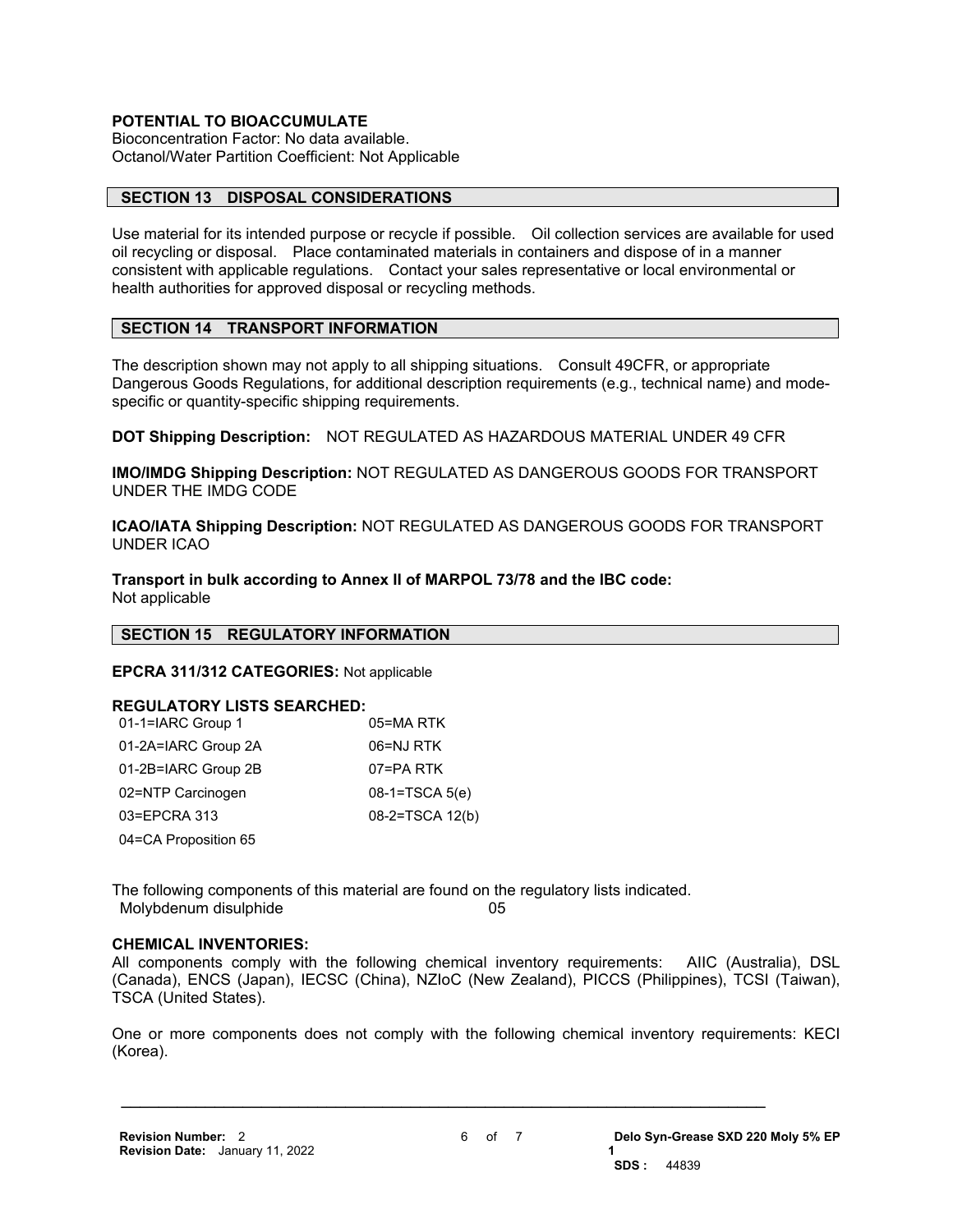**POTENTIAL TO BIOACCUMULATE**
Bioconcentration Factor: No data available.
Octanol/Water Partition Coefficient: Not Applicable

## SECTION 13 DISPOSAL CONSIDERATIONS

Use material for its intended purpose or recycle if possible. Oil collection services are available for used oil recycling or disposal. Place contaminated materials in containers and dispose of in a manner consistent with applicable regulations. Contact your sales representative or local environmental or health authorities for approved disposal or recycling methods.

## SECTION 14 TRANSPORT INFORMATION

The description shown may not apply to all shipping situations. Consult 49CFR, or appropriate Dangerous Goods Regulations, for additional description requirements (e.g., technical name) and mode-specific or quantity-specific shipping requirements.

**DOT Shipping Description:** NOT REGULATED AS HAZARDOUS MATERIAL UNDER 49 CFR

**IMO/IMDG Shipping Description:** NOT REGULATED AS DANGEROUS GOODS FOR TRANSPORT UNDER THE IMDG CODE

**ICAO/IATA Shipping Description:** NOT REGULATED AS DANGEROUS GOODS FOR TRANSPORT UNDER ICAO

**Transport in bulk according to Annex II of MARPOL 73/78 and the IBC code:**
Not applicable

## SECTION 15 REGULATORY INFORMATION

**EPCRA 311/312 CATEGORIES:** Not applicable

**REGULATORY LISTS SEARCHED:**

| | |
|---|---|
| 01-1=IARC Group 1 | 05=MA RTK |
| 01-2A=IARC Group 2A | 06=NJ RTK |
| 01-2B=IARC Group 2B | 07=PA RTK |
| 02=NTP Carcinogen | 08-1=TSCA 5(e) |
| 03=EPCRA 313 | 08-2=TSCA 12(b) |
| 04=CA Proposition 65 | |

The following components of this material are found on the regulatory lists indicated.

| | |
|---|---|
| Molybdenum disulphide | 05 |

**CHEMICAL INVENTORIES:**
All components comply with the following chemical inventory requirements: AIIC (Australia), DSL (Canada), ENCS (Japan), IECSC (China), NZIoC (New Zealand), PICCS (Philippines), TCSI (Taiwan), TSCA (United States).

One or more components does not comply with the following chemical inventory requirements: KECI (Korea).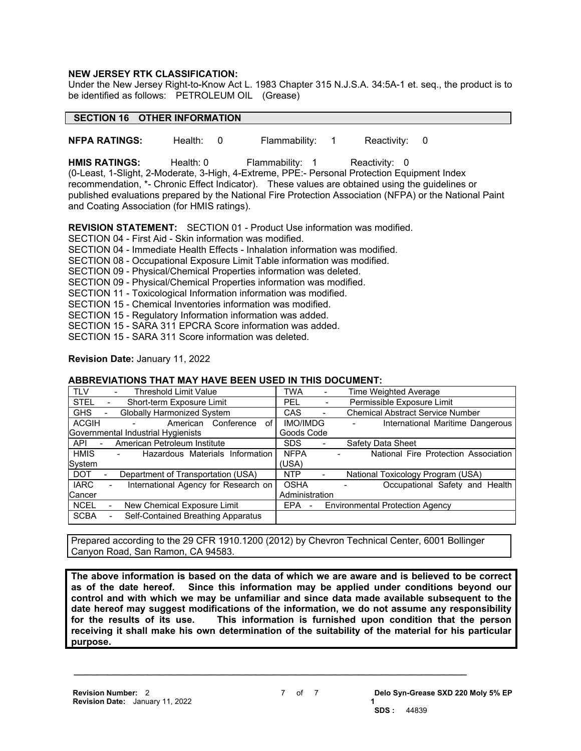**NEW JERSEY RTK CLASSIFICATION:**
Under the New Jersey Right-to-Know Act L. 1983 Chapter 315 N.J.S.A. 34:5A-1 et. seq., the product is to be identified as follows: PETROLEUM OIL (Grease)

## SECTION 16 OTHER INFORMATION

**NFPA RATINGS:** Health: 0 Flammability: 1 Reactivity: 0

**HMIS RATINGS:** Health: 0 Flammability: 1 Reactivity: 0
(0-Least, 1-Slight, 2-Moderate, 3-High, 4-Extreme, PPE:- Personal Protection Equipment Index recommendation, *- Chronic Effect Indicator). These values are obtained using the guidelines or published evaluations prepared by the National Fire Protection Association (NFPA) or the National Paint and Coating Association (for HMIS ratings).

**REVISION STATEMENT:** SECTION 01 - Product Use information was modified.
SECTION 04 - First Aid - Skin information was modified.
SECTION 04 - Immediate Health Effects - Inhalation information was modified.
SECTION 08 - Occupational Exposure Limit Table information was modified.
SECTION 09 - Physical/Chemical Properties information was deleted.
SECTION 09 - Physical/Chemical Properties information was modified.
SECTION 11 - Toxicological Information information was modified.
SECTION 15 - Chemical Inventories information was modified.
SECTION 15 - Regulatory Information information was added.
SECTION 15 - SARA 311 EPCRA Score information was added.
SECTION 15 - SARA 311 Score information was deleted.

**Revision Date:** January 11, 2022

**ABBREVIATIONS THAT MAY HAVE BEEN USED IN THIS DOCUMENT:**

| | |
|---|---|
| TLV - Threshold Limit Value | TWA - Time Weighted Average |
| STEL - Short-term Exposure Limit | PEL - Permissible Exposure Limit |
| GHS - Globally Harmonized System | CAS - Chemical Abstract Service Number |
| ACGIH - American Conference of Governmental Industrial Hygienists | IMO/IMDG - International Maritime Dangerous Goods Code |
| API - American Petroleum Institute | SDS - Safety Data Sheet |
| HMIS - Hazardous Materials Information System | NFPA - National Fire Protection Association (USA) |
| DOT - Department of Transportation (USA) | NTP - National Toxicology Program (USA) |
| IARC - International Agency for Research on Cancer | OSHA - Occupational Safety and Health Administration |
| NCEL - New Chemical Exposure Limit | EPA - Environmental Protection Agency |
| SCBA - Self-Contained Breathing Apparatus | |

Prepared according to the 29 CFR 1910.1200 (2012) by Chevron Technical Center, 6001 Bollinger Canyon Road, San Ramon, CA 94583.

**The above information is based on the data of which we are aware and is believed to be correct as of the date hereof. Since this information may be applied under conditions beyond our control and with which we may be unfamiliar and since data made available subsequent to the date hereof may suggest modifications of the information, we do not assume any responsibility for the results of its use. This information is furnished upon condition that the person receiving it shall make his own determination of the suitability of the material for his particular purpose.**